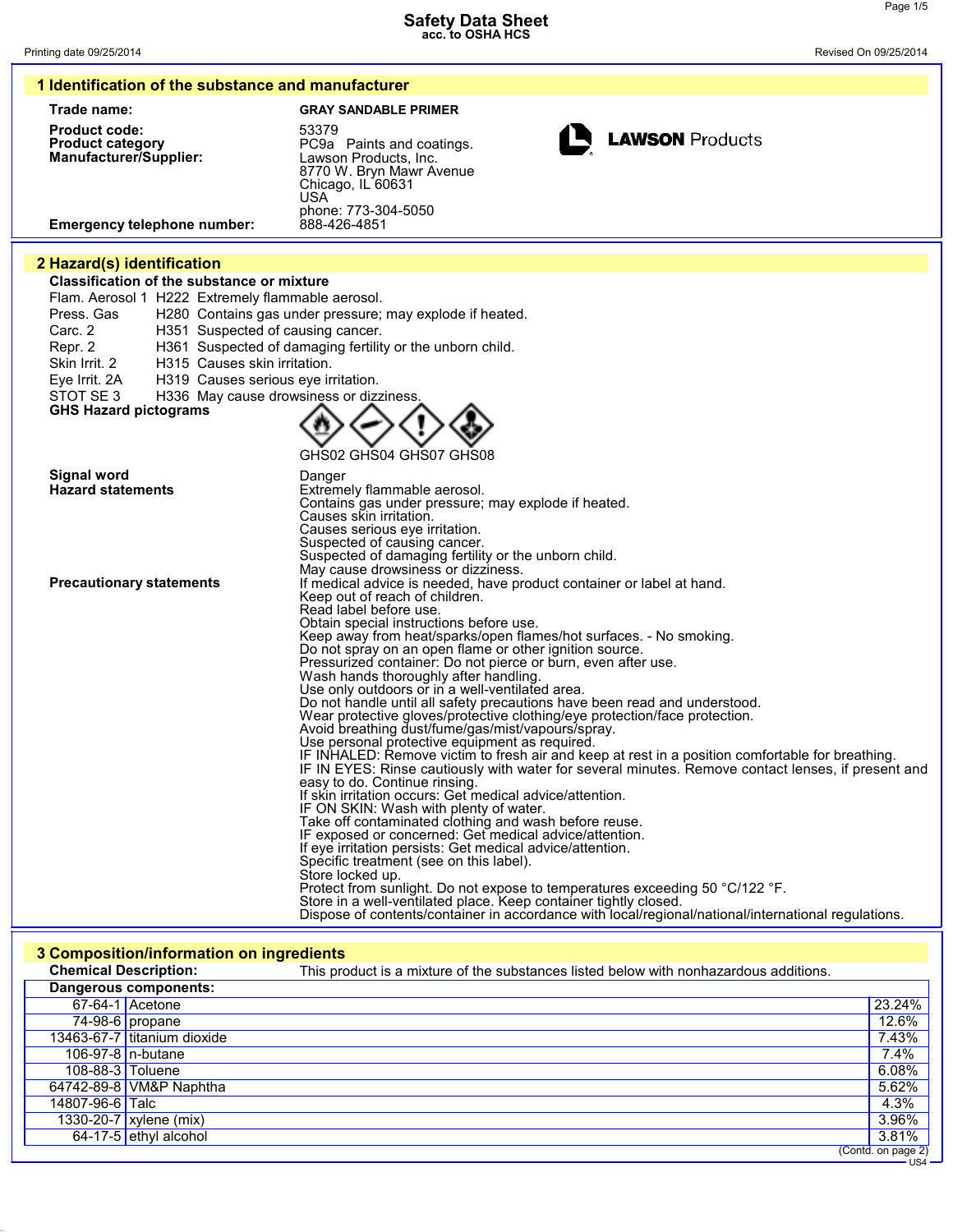# Safety Data Sheet

acc. to OSHA HCS

Printing date 09/25/2014 Revised On 09/25/2014

## 1 Identification of the substance and manufacturer

**Trade name:** GRAY SANDABLE PRIMER

**Product code:** 53379

**Product category** PC9a Paints and coatings.

**Manufacturer/Supplier:**
Lawson Products, Inc.
8770 W. Bryn Mawr Avenue
Chicago, IL 60631
USA
phone: 773-304-5050

**Emergency telephone number:** 888-426-4851

## 2 Hazard(s) identification

**Classification of the substance or mixture**

Flam. Aerosol 1 H222 Extremely flammable aerosol.
Press. Gas H280 Contains gas under pressure; may explode if heated.
Carc. 2 H351 Suspected of causing cancer.
Repr. 2 H361 Suspected of damaging fertility or the unborn child.
Skin Irrit. 2 H315 Causes skin irritation.
Eye Irrit. 2A H319 Causes serious eye irritation.
STOT SE 3 H336 May cause drowsiness or dizziness.

**GHS Hazard pictograms**

GHS02 GHS04 GHS07 GHS08

**Signal word** Danger

**Hazard statements**
Extremely flammable aerosol.
Contains gas under pressure; may explode if heated.
Causes skin irritation.
Causes serious eye irritation.
Suspected of causing cancer.
Suspected of damaging fertility or the unborn child.
May cause drowsiness or dizziness.

**Precautionary statements**
If medical advice is needed, have product container or label at hand.
Keep out of reach of children.
Read label before use.
Obtain special instructions before use.
Keep away from heat/sparks/open flames/hot surfaces. - No smoking.
Do not spray on an open flame or other ignition source.
Pressurized container: Do not pierce or burn, even after use.
Wash hands thoroughly after handling.
Use only outdoors or in a well-ventilated area.
Do not handle until all safety precautions have been read and understood.
Wear protective gloves/protective clothing/eye protection/face protection.
Avoid breathing dust/fume/gas/mist/vapours/spray.
Use personal protective equipment as required.
IF INHALED: Remove victim to fresh air and keep at rest in a position comfortable for breathing.
IF IN EYES: Rinse cautiously with water for several minutes. Remove contact lenses, if present and easy to do. Continue rinsing.
If skin irritation occurs: Get medical advice/attention.
IF ON SKIN: Wash with plenty of water.
Take off contaminated clothing and wash before reuse.
IF exposed or concerned: Get medical advice/attention.
If eye irritation persists: Get medical advice/attention.
Specific treatment (see on this label).
Store locked up.
Protect from sunlight. Do not expose to temperatures exceeding 50 °C/122 °F.
Store in a well-ventilated place. Keep container tightly closed.
Dispose of contents/container in accordance with local/regional/national/international regulations.

## 3 Composition/information on ingredients

**Chemical Description:** This product is a mixture of the substances listed below with nonhazardous additions.

**Dangerous components:**

| CAS | Component | % |
|---|---|---|
| 67-64-1 | Acetone | 23.24% |
| 74-98-6 | propane | 12.6% |
| 13463-67-7 | titanium dioxide | 7.43% |
| 106-97-8 | n-butane | 7.4% |
| 108-88-3 | Toluene | 6.08% |
| 64742-89-8 | VM&P Naphtha | 5.62% |
| 14807-96-6 | Talc | 4.3% |
| 1330-20-7 | xylene (mix) | 3.96% |
| 64-17-5 | ethyl alcohol | 3.81% |

(Contd. on page 2)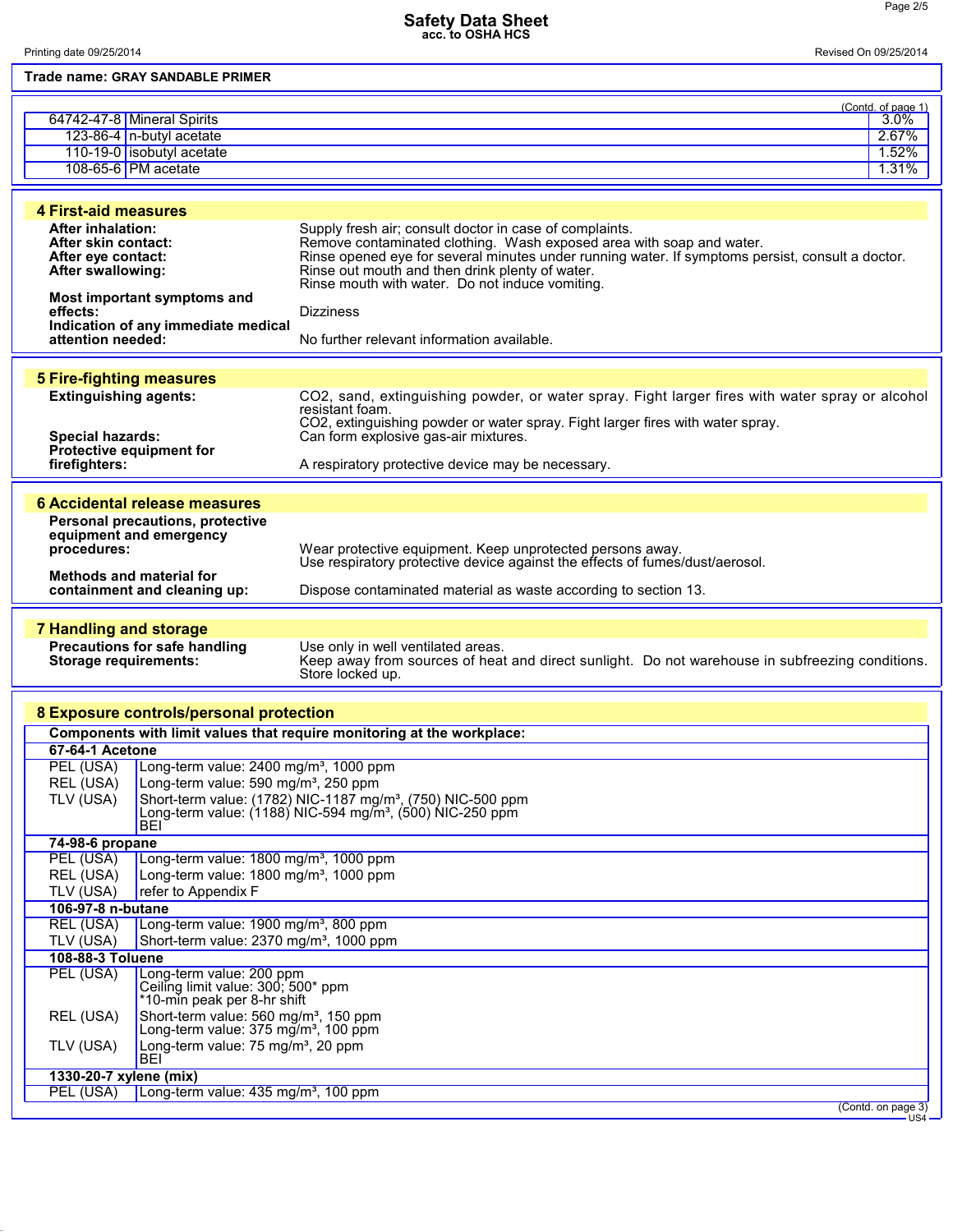Trade name: **GRAY SANDABLE PRIMER**

(Contd. of page 1)

| CAS | Component | % |
|---|---|---|
| 64742-47-8 | Mineral Spirits | 3.0% |
| 123-86-4 | n-butyl acetate | 2.67% |
| 110-19-0 | isobutyl acetate | 1.52% |
| 108-65-6 | PM acetate | 1.31% |

## 4 First-aid measures

**After inhalation:** Supply fresh air; consult doctor in case of complaints.

**After skin contact:** Remove contaminated clothing. Wash exposed area with soap and water.

**After eye contact:** Rinse opened eye for several minutes under running water. If symptoms persist, consult a doctor.

**After swallowing:** Rinse out mouth and then drink plenty of water.
Rinse mouth with water. Do not induce vomiting.

**Most important symptoms and effects:** Dizziness

**Indication of any immediate medical attention needed:** No further relevant information available.

## 5 Fire-fighting measures

**Extinguishing agents:** $CO_2$, sand, extinguishing powder, or water spray. Fight larger fires with water spray or alcohol resistant foam.
$CO_2$, extinguishing powder or water spray. Fight larger fires with water spray.

**Special hazards:** Can form explosive gas-air mixtures.

**Protective equipment for firefighters:** A respiratory protective device may be necessary.

## 6 Accidental release measures

**Personal precautions, protective equipment and emergency procedures:** Wear protective equipment. Keep unprotected persons away.
Use respiratory protective device against the effects of fumes/dust/aerosol.

**Methods and material for containment and cleaning up:** Dispose contaminated material as waste according to section 13.

## 7 Handling and storage

**Precautions for safe handling** Use only in well ventilated areas.

**Storage requirements:** Keep away from sources of heat and direct sunlight. Do not warehouse in subfreezing conditions.
Store locked up.

## 8 Exposure controls/personal protection

**Components with limit values that require monitoring at the workplace:**

| | |
|---|---|
| **67-64-1 Acetone** | |
| PEL (USA) | Long-term value: 2400 mg/m³, 1000 ppm |
| REL (USA) | Long-term value: 590 mg/m³, 250 ppm |
| TLV (USA) | Short-term value: (1782) NIC-1187 mg/m³, (750) NIC-500 ppm<br>Long-term value: (1188) NIC-594 mg/m³, (500) NIC-250 ppm<br>BEI |
| **74-98-6 propane** | |
| PEL (USA) | Long-term value: 1800 mg/m³, 1000 ppm |
| REL (USA) | Long-term value: 1800 mg/m³, 1000 ppm |
| TLV (USA) | refer to Appendix F |
| **106-97-8 n-butane** | |
| REL (USA) | Long-term value: 1900 mg/m³, 800 ppm |
| TLV (USA) | Short-term value: 2370 mg/m³, 1000 ppm |
| **108-88-3 Toluene** | |
| PEL (USA) | Long-term value: 200 ppm<br>Ceiling limit value: 300; 500* ppm<br>*10-min peak per 8-hr shift |
| REL (USA) | Short-term value: 560 mg/m³, 150 ppm<br>Long-term value: 375 mg/m³, 100 ppm |
| TLV (USA) | Long-term value: 75 mg/m³, 20 ppm<br>BEI |
| **1330-20-7 xylene (mix)** | |
| PEL (USA) | Long-term value: 435 mg/m³, 100 ppm |

(Contd. on page 3)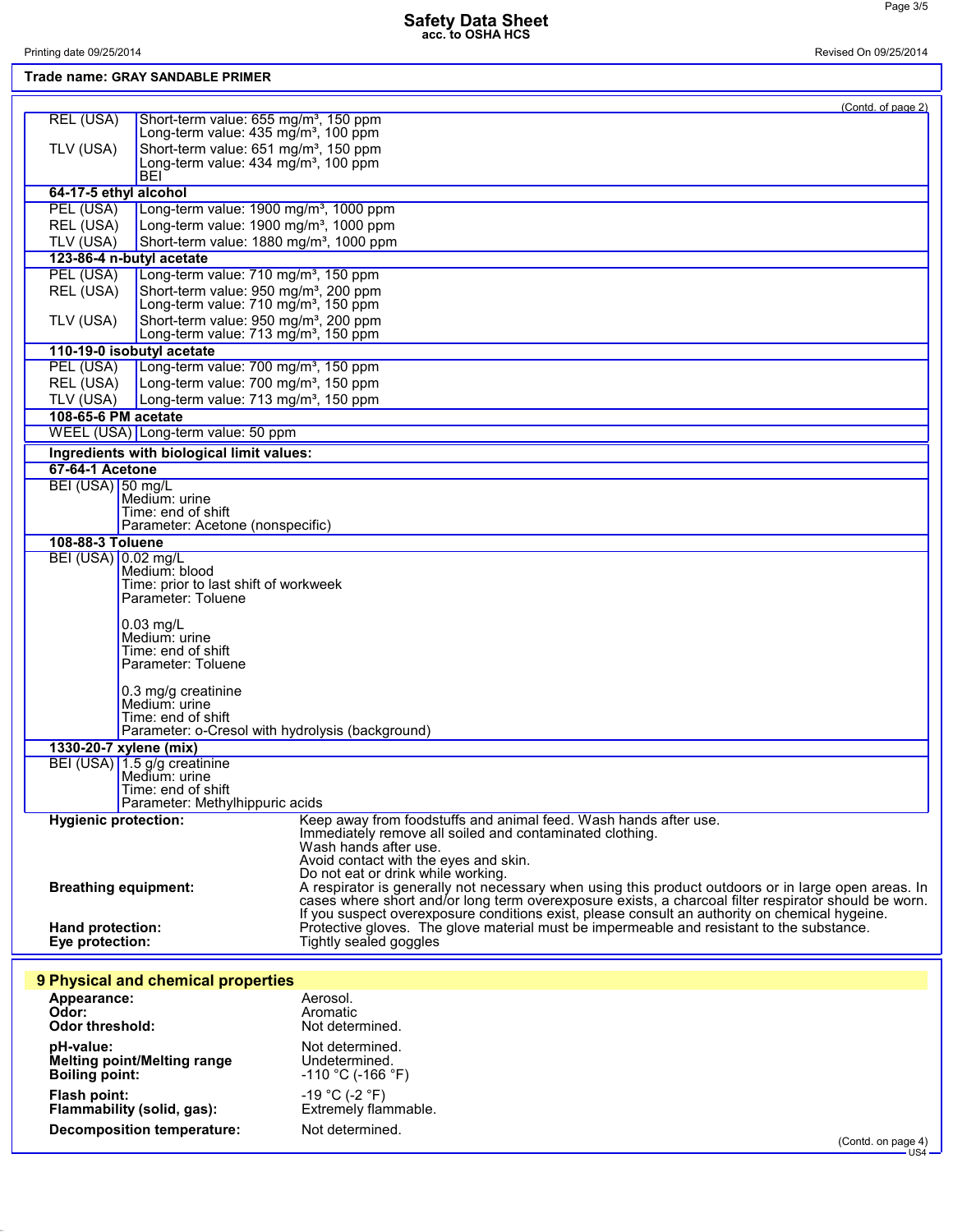Trade name: GRAY SANDABLE PRIMER

(Contd. of page 2)

| | |
|---|---|
| REL (USA) | Short-term value: 655 mg/m³, 150 ppm<br>Long-term value: 435 mg/m³, 100 ppm |
| TLV (USA) | Short-term value: 651 mg/m³, 150 ppm<br>Long-term value: 434 mg/m³, 100 ppm<br>BEI |
| **64-17-5 ethyl alcohol** | |
| PEL (USA) | Long-term value: 1900 mg/m³, 1000 ppm |
| REL (USA) | Long-term value: 1900 mg/m³, 1000 ppm |
| TLV (USA) | Short-term value: 1880 mg/m³, 1000 ppm |
| **123-86-4 n-butyl acetate** | |
| PEL (USA) | Long-term value: 710 mg/m³, 150 ppm |
| REL (USA) | Short-term value: 950 mg/m³, 200 ppm<br>Long-term value: 710 mg/m³, 150 ppm |
| TLV (USA) | Short-term value: 950 mg/m³, 200 ppm<br>Long-term value: 713 mg/m³, 150 ppm |
| **110-19-0 isobutyl acetate** | |
| PEL (USA) | Long-term value: 700 mg/m³, 150 ppm |
| REL (USA) | Long-term value: 700 mg/m³, 150 ppm |
| TLV (USA) | Long-term value: 713 mg/m³, 150 ppm |
| **108-65-6 PM acetate** | |
| WEEL (USA) | Long-term value: 50 ppm |

**Ingredients with biological limit values:**

| | |
|---|---|
| **67-64-1 Acetone** | |
| BEI (USA) | 50 mg/L<br>Medium: urine<br>Time: end of shift<br>Parameter: Acetone (nonspecific) |
| **108-88-3 Toluene** | |
| BEI (USA) | 0.02 mg/L<br>Medium: blood<br>Time: prior to last shift of workweek<br>Parameter: Toluene<br><br>0.03 mg/L<br>Medium: urine<br>Time: end of shift<br>Parameter: Toluene<br><br>0.3 mg/g creatinine<br>Medium: urine<br>Time: end of shift<br>Parameter: o-Cresol with hydrolysis (background) |
| **1330-20-7 xylene (mix)** | |
| BEI (USA) | 1.5 g/g creatinine<br>Medium: urine<br>Time: end of shift<br>Parameter: Methylhippuric acids |

**Hygienic protection:** Keep away from foodstuffs and animal feed. Wash hands after use.
Immediately remove all soiled and contaminated clothing.
Wash hands after use.
Avoid contact with the eyes and skin.
Do not eat or drink while working.

**Breathing equipment:** A respirator is generally not necessary when using this product outdoors or in large open areas. In cases where short and/or long term overexposure exists, a charcoal filter respirator should be worn. If you suspect overexposure conditions exist, please consult an authority on chemical hygeine.

**Hand protection:** Protective gloves. The glove material must be impermeable and resistant to the substance.

**Eye protection:** Tightly sealed goggles

## 9 Physical and chemical properties

**Appearance:** Aerosol.
**Odor:** Aromatic
**Odor threshold:** Not determined.

**pH-value:** Not determined.
**Melting point/Melting range** Undetermined.
**Boiling point:** -110 °C (-166 °F)

**Flash point:** -19 °C (-2 °F)
**Flammability (solid, gas):** Extremely flammable.

**Decomposition temperature:** Not determined.

(Contd. on page 4)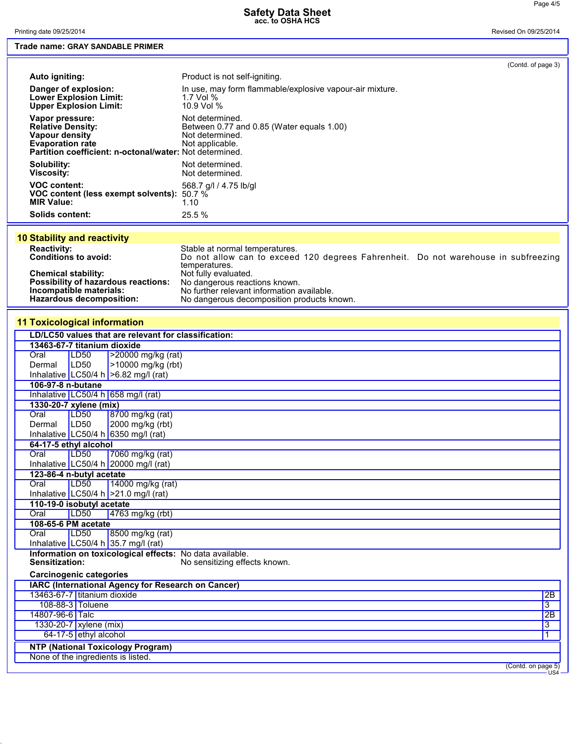Trade name: GRAY SANDABLE PRIMER

(Contd. of page 3)

**Auto igniting:** Product is not self-igniting.

**Danger of explosion:** In use, may form flammable/explosive vapour-air mixture.
**Lower Explosion Limit:** 1.7 Vol %
**Upper Explosion Limit:** 10.9 Vol %

**Vapor pressure:** Not determined.
**Relative Density:** Between 0.77 and 0.85 (Water equals 1.00)
**Vapour density** Not determined.
**Evaporation rate** Not applicable.
**Partition coefficient: n-octonal/water:** Not determined.

**Solubility:** Not determined.
**Viscosity:** Not determined.

**VOC content:** 568.7 g/l / 4.75 lb/gl
**VOC content (less exempt solvents):** 50.7 %
**MIR Value:** 1.10

**Solids content:** 25.5 %

## 10 Stability and reactivity

**Reactivity:** Stable at normal temperatures.
**Conditions to avoid:** Do not allow can to exceed 120 degrees Fahrenheit. Do not warehouse in subfreezing temperatures.
**Chemical stability:** Not fully evaluated.
**Possibility of hazardous reactions:** No dangerous reactions known.
**Incompatible materials:** No further relevant information available.
**Hazardous decomposition:** No dangerous decomposition products known.

## 11 Toxicological information

**LD/LC50 values that are relevant for classification:**

| | | |
|---|---|---|
| **13463-67-7 titanium dioxide** | | |
| Oral | LD50 | >20000 mg/kg (rat) |
| Dermal | LD50 | >10000 mg/kg (rbt) |
| Inhalative | LC50/4 h | >6.82 mg/l (rat) |
| **106-97-8 n-butane** | | |
| Inhalative | LC50/4 h | 658 mg/l (rat) |
| **1330-20-7 xylene (mix)** | | |
| Oral | LD50 | 8700 mg/kg (rat) |
| Dermal | LD50 | 2000 mg/kg (rbt) |
| Inhalative | LC50/4 h | 6350 mg/l (rat) |
| **64-17-5 ethyl alcohol** | | |
| Oral | LD50 | 7060 mg/kg (rat) |
| Inhalative | LC50/4 h | 20000 mg/l (rat) |
| **123-86-4 n-butyl acetate** | | |
| Oral | LD50 | 14000 mg/kg (rat) |
| Inhalative | LC50/4 h | >21.0 mg/l (rat) |
| **110-19-0 isobutyl acetate** | | |
| Oral | LD50 | 4763 mg/kg (rbt) |
| **108-65-6 PM acetate** | | |
| Oral | LD50 | 8500 mg/kg (rat) |
| Inhalative | LC50/4 h | 35.7 mg/l (rat) |

**Information on toxicological effects:** No data available.
**Sensitization:** No sensitizing effects known.

**Carcinogenic categories**

| IARC (International Agency for Research on Cancer) | | |
|---|---|---|
| 13463-67-7 | titanium dioxide | 2B |
| 108-88-3 | Toluene | 3 |
| 14807-96-6 | Talc | 2B |
| 1330-20-7 | xylene (mix) | 3 |
| 64-17-5 | ethyl alcohol | 1 |

**NTP (National Toxicology Program)**

None of the ingredients is listed.

(Contd. on page 5)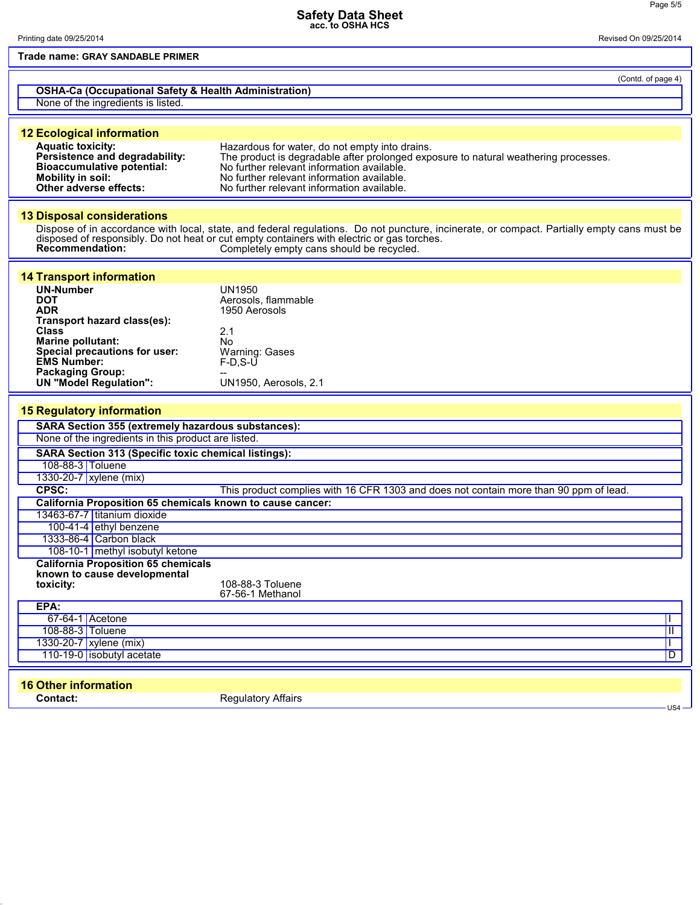**Trade name: GRAY SANDABLE PRIMER**

(Contd. of page 4)

**OSHA-Ca (Occupational Safety & Health Administration)**

None of the ingredients is listed.

## 12 Ecological information

**Aquatic toxicity:** Hazardous for water, do not empty into drains.
**Persistence and degradability:** The product is degradable after prolonged exposure to natural weathering processes.
**Bioaccumulative potential:** No further relevant information available.
**Mobility in soil:** No further relevant information available.
**Other adverse effects:** No further relevant information available.

## 13 Disposal considerations

Dispose of in accordance with local, state, and federal regulations. Do not puncture, incinerate, or compact. Partially empty cans must be disposed of responsibly. Do not heat or cut empty containers with electric or gas torches.
**Recommendation:** Completely empty cans should be recycled.

## 14 Transport information

**UN-Number** UN1950
**DOT** Aerosols, flammable
**ADR** 1950 Aerosols
**Transport hazard class(es):**
**Class** 2.1
**Marine pollutant:** No
**Special precautions for user:** Warning: Gases
**EMS Number:** F-D,S-U
**Packaging Group:** --
**UN "Model Regulation":** UN1950, Aerosols, 2.1

## 15 Regulatory information

**SARA Section 355 (extremely hazardous substances):**

None of the ingredients in this product are listed.

**SARA Section 313 (Specific toxic chemical listings):**

| | |
|---|---|
| 108-88-3 | Toluene |
| 1330-20-7 | xylene (mix) |

**CPSC:** This product complies with 16 CFR 1303 and does not contain more than 90 ppm of lead.

**California Proposition 65 chemicals known to cause cancer:**

| | |
|---|---|
| 13463-67-7 | titanium dioxide |
| 100-41-4 | ethyl benzene |
| 1333-86-4 | Carbon black |
| 108-10-1 | methyl isobutyl ketone |

**California Proposition 65 chemicals known to cause developmental toxicity:** 108-88-3 Toluene
67-56-1 Methanol

**EPA:**

| | | |
|---|---|---|
| 67-64-1 | Acetone | I |
| 108-88-3 | Toluene | II |
| 1330-20-7 | xylene (mix) | I |
| 110-19-0 | isobutyl acetate | D |

## 16 Other information

**Contact:** Regulatory Affairs